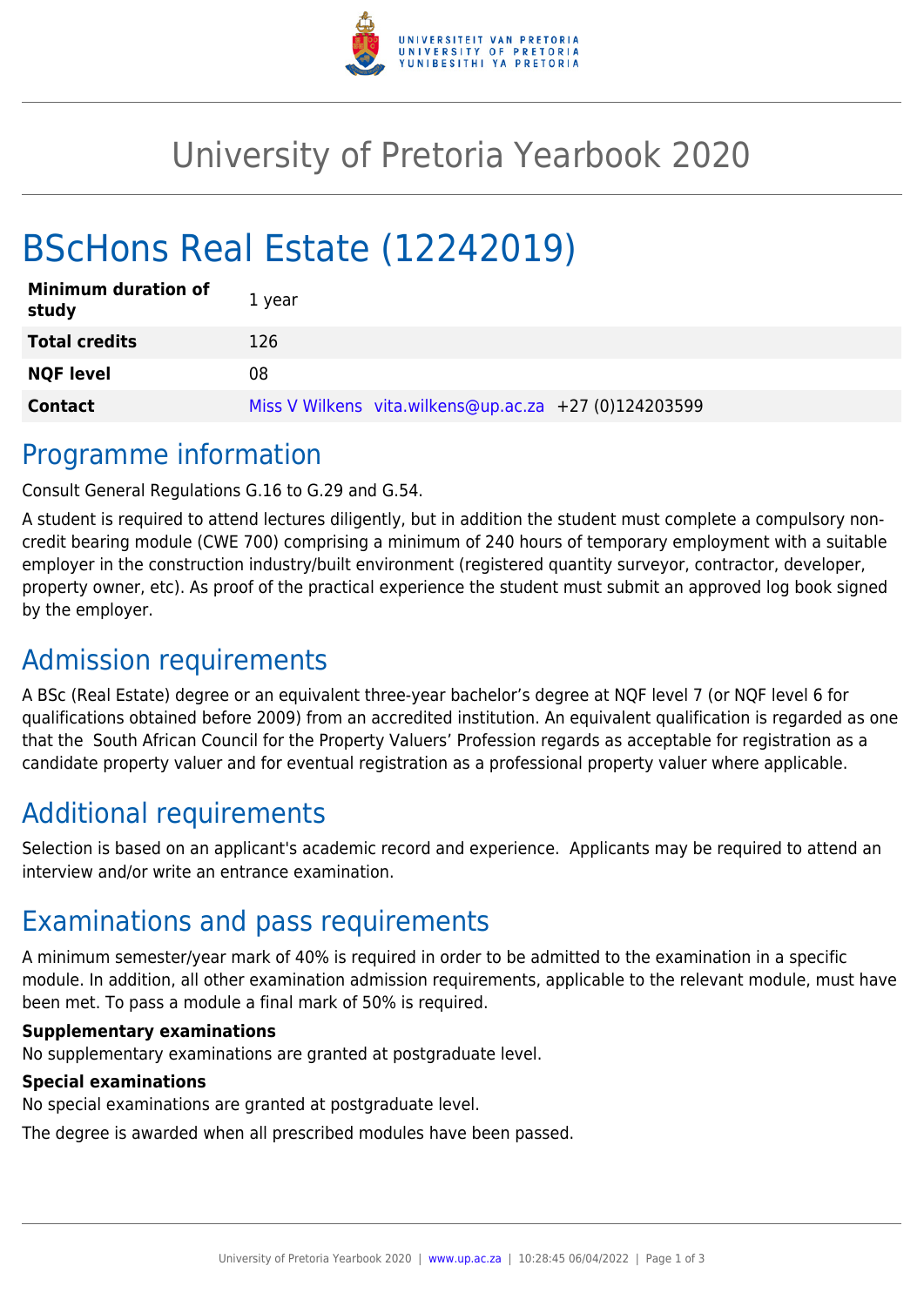# University of Pretoria Yearbook 2020

# BScHons Real Estate (12242019)

| Minimum duration of study | 1 year |
|---|---|
| Total credits | 126 |
| NQF level | 08 |
| Contact | Miss V Wilkens vita.wilkens@up.ac.za +27 (0)124203599 |

## Programme information

Consult General Regulations G.16 to G.29 and G.54.

A student is required to attend lectures diligently, but in addition the student must complete a compulsory non-credit bearing module (CWE 700) comprising a minimum of 240 hours of temporary employment with a suitable employer in the construction industry/built environment (registered quantity surveyor, contractor, developer, property owner, etc). As proof of the practical experience the student must submit an approved log book signed by the employer.

## Admission requirements

A BSc (Real Estate) degree or an equivalent three-year bachelor's degree at NQF level 7 (or NQF level 6 for qualifications obtained before 2009) from an accredited institution. An equivalent qualification is regarded as one that the South African Council for the Property Valuers' Profession regards as acceptable for registration as a candidate property valuer and for eventual registration as a professional property valuer where applicable.

## Additional requirements

Selection is based on an applicant's academic record and experience. Applicants may be required to attend an interview and/or write an entrance examination.

## Examinations and pass requirements

A minimum semester/year mark of 40% is required in order to be admitted to the examination in a specific module. In addition, all other examination admission requirements, applicable to the relevant module, must have been met. To pass a module a final mark of 50% is required.

**Supplementary examinations**

No supplementary examinations are granted at postgraduate level.

**Special examinations**

No special examinations are granted at postgraduate level.

The degree is awarded when all prescribed modules have been passed.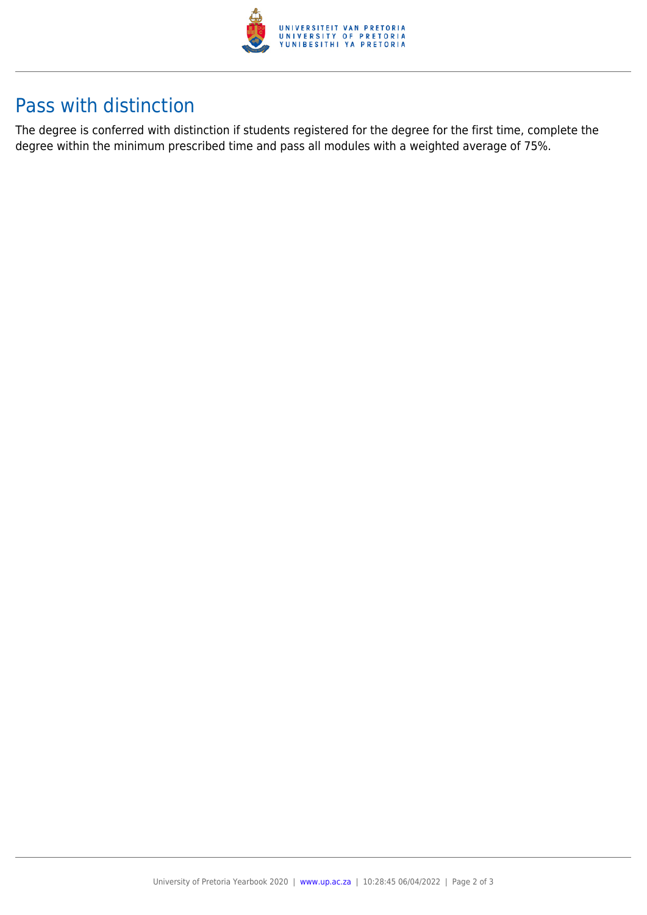## Pass with distinction

The degree is conferred with distinction if students registered for the degree for the first time, complete the degree within the minimum prescribed time and pass all modules with a weighted average of 75%.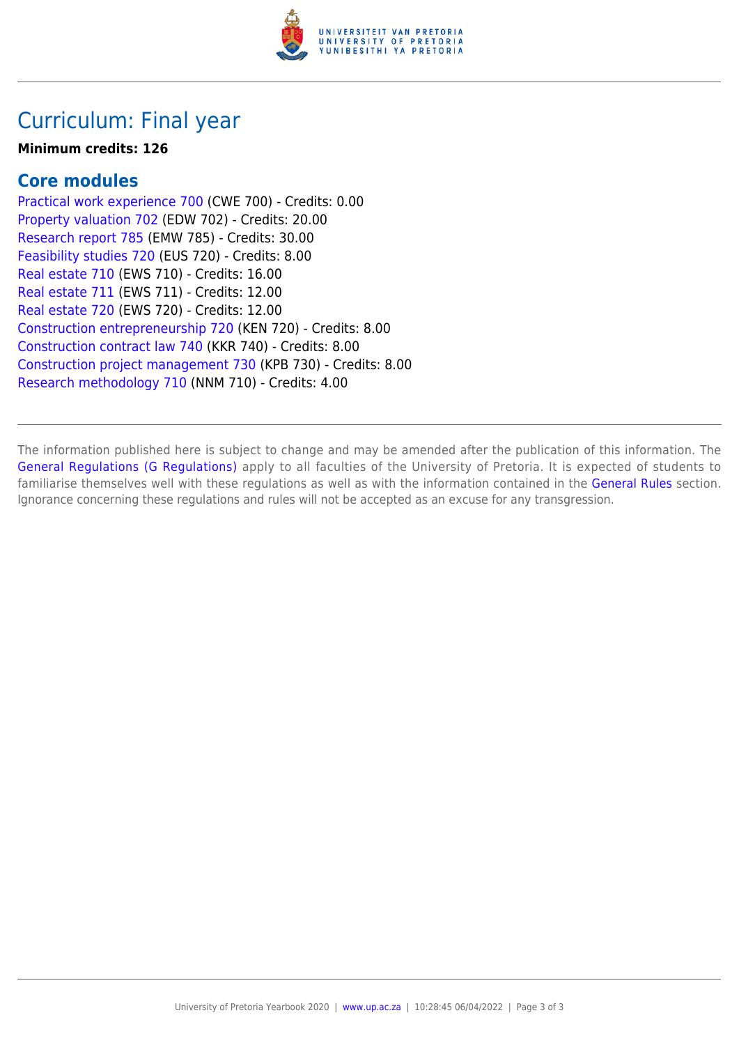# Curriculum: Final year

**Minimum credits: 126**

## Core modules

Practical work experience 700 (CWE 700) - Credits: 0.00
Property valuation 702 (EDW 702) - Credits: 20.00
Research report 785 (EMW 785) - Credits: 30.00
Feasibility studies 720 (EUS 720) - Credits: 8.00
Real estate 710 (EWS 710) - Credits: 16.00
Real estate 711 (EWS 711) - Credits: 12.00
Real estate 720 (EWS 720) - Credits: 12.00
Construction entrepreneurship 720 (KEN 720) - Credits: 8.00
Construction contract law 740 (KKR 740) - Credits: 8.00
Construction project management 730 (KPB 730) - Credits: 8.00
Research methodology 710 (NNM 710) - Credits: 4.00

The information published here is subject to change and may be amended after the publication of this information. The General Regulations (G Regulations) apply to all faculties of the University of Pretoria. It is expected of students to familiarise themselves well with these regulations as well as with the information contained in the General Rules section. Ignorance concerning these regulations and rules will not be accepted as an excuse for any transgression.